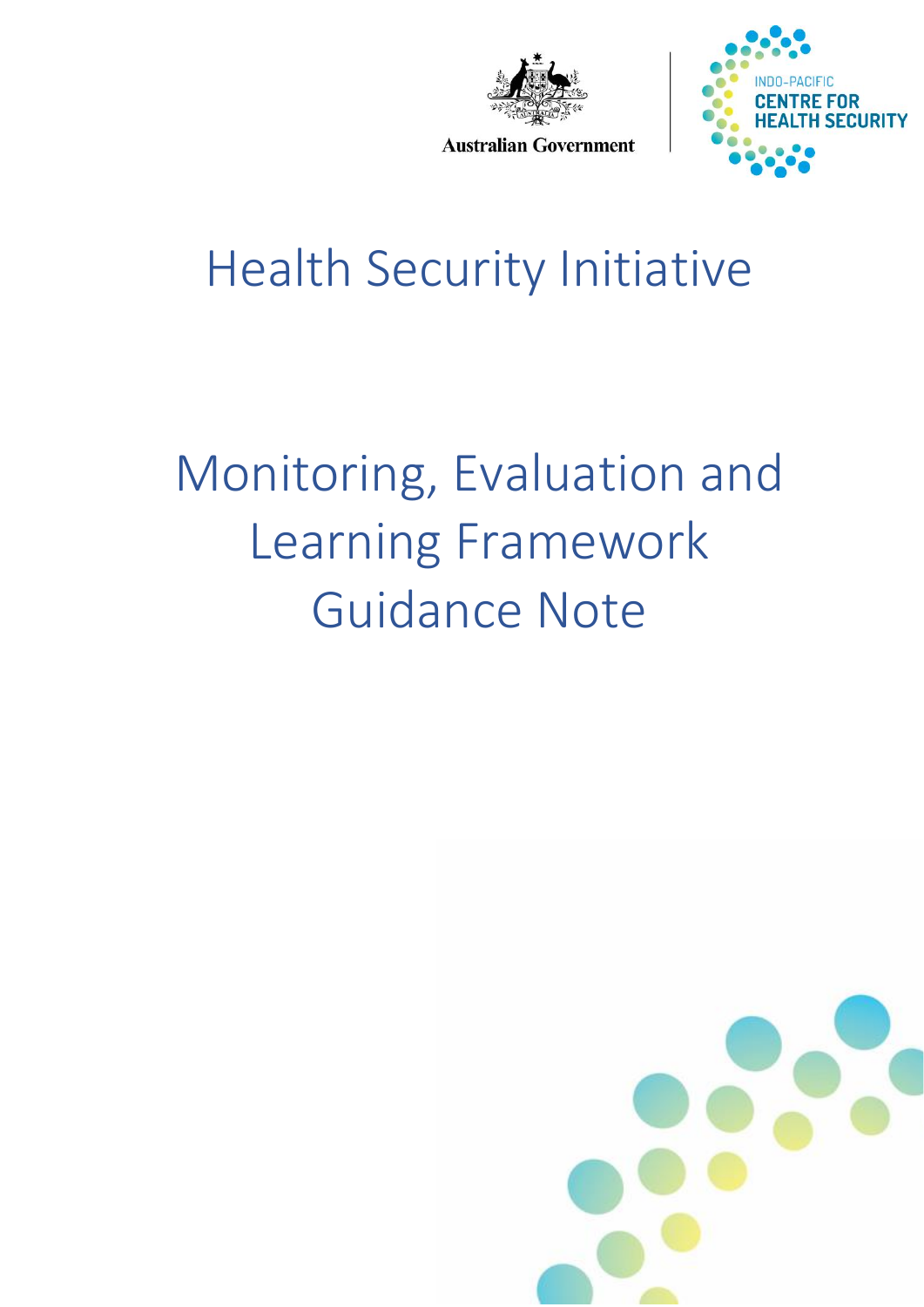Australian Government

INDO-PACIFIC CENTRE FOR HEALTH SECURITY

# Health Security Initiative

# Monitoring, Evaluation and Learning Framework Guidance Note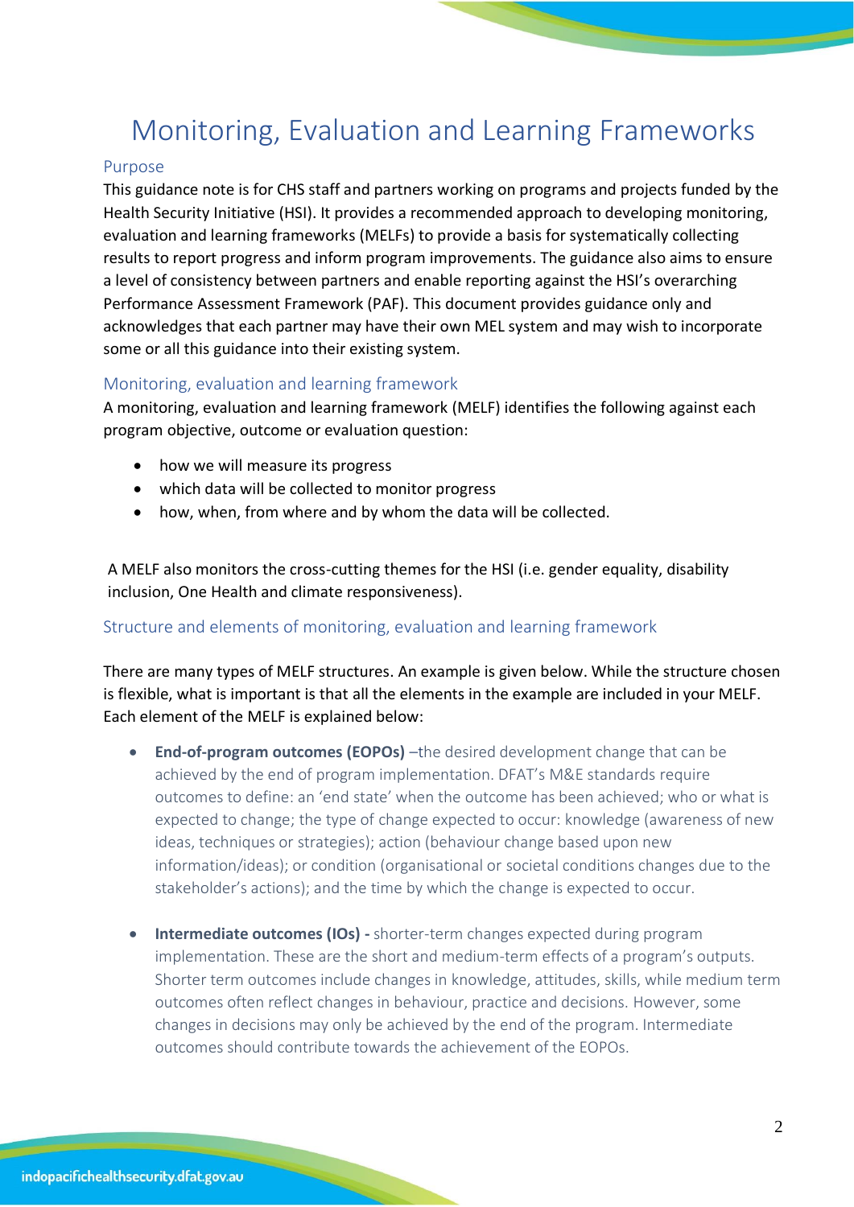# Monitoring, Evaluation and Learning Frameworks

## Purpose

This guidance note is for CHS staff and partners working on programs and projects funded by the Health Security Initiative (HSI). It provides a recommended approach to developing monitoring, evaluation and learning frameworks (MELFs) to provide a basis for systematically collecting results to report progress and inform program improvements. The guidance also aims to ensure a level of consistency between partners and enable reporting against the HSI's overarching Performance Assessment Framework (PAF). This document provides guidance only and acknowledges that each partner may have their own MEL system and may wish to incorporate some or all this guidance into their existing system.

## Monitoring, evaluation and learning framework

A monitoring, evaluation and learning framework (MELF) identifies the following against each program objective, outcome or evaluation question:

- how we will measure its progress
- which data will be collected to monitor progress
- how, when, from where and by whom the data will be collected.

A MELF also monitors the cross-cutting themes for the HSI (i.e. gender equality, disability inclusion, One Health and climate responsiveness).

## Structure and elements of monitoring, evaluation and learning framework

There are many types of MELF structures. An example is given below. While the structure chosen is flexible, what is important is that all the elements in the example are included in your MELF. Each element of the MELF is explained below:

- **End-of-program outcomes (EOPOs)** –the desired development change that can be achieved by the end of program implementation. DFAT's M&E standards require outcomes to define: an 'end state' when the outcome has been achieved; who or what is expected to change; the type of change expected to occur: knowledge (awareness of new ideas, techniques or strategies); action (behaviour change based upon new information/ideas); or condition (organisational or societal conditions changes due to the stakeholder's actions); and the time by which the change is expected to occur.

- **Intermediate outcomes (IOs) -** shorter-term changes expected during program implementation. These are the short and medium-term effects of a program's outputs. Shorter term outcomes include changes in knowledge, attitudes, skills, while medium term outcomes often reflect changes in behaviour, practice and decisions. However, some changes in decisions may only be achieved by the end of the program. Intermediate outcomes should contribute towards the achievement of the EOPOs.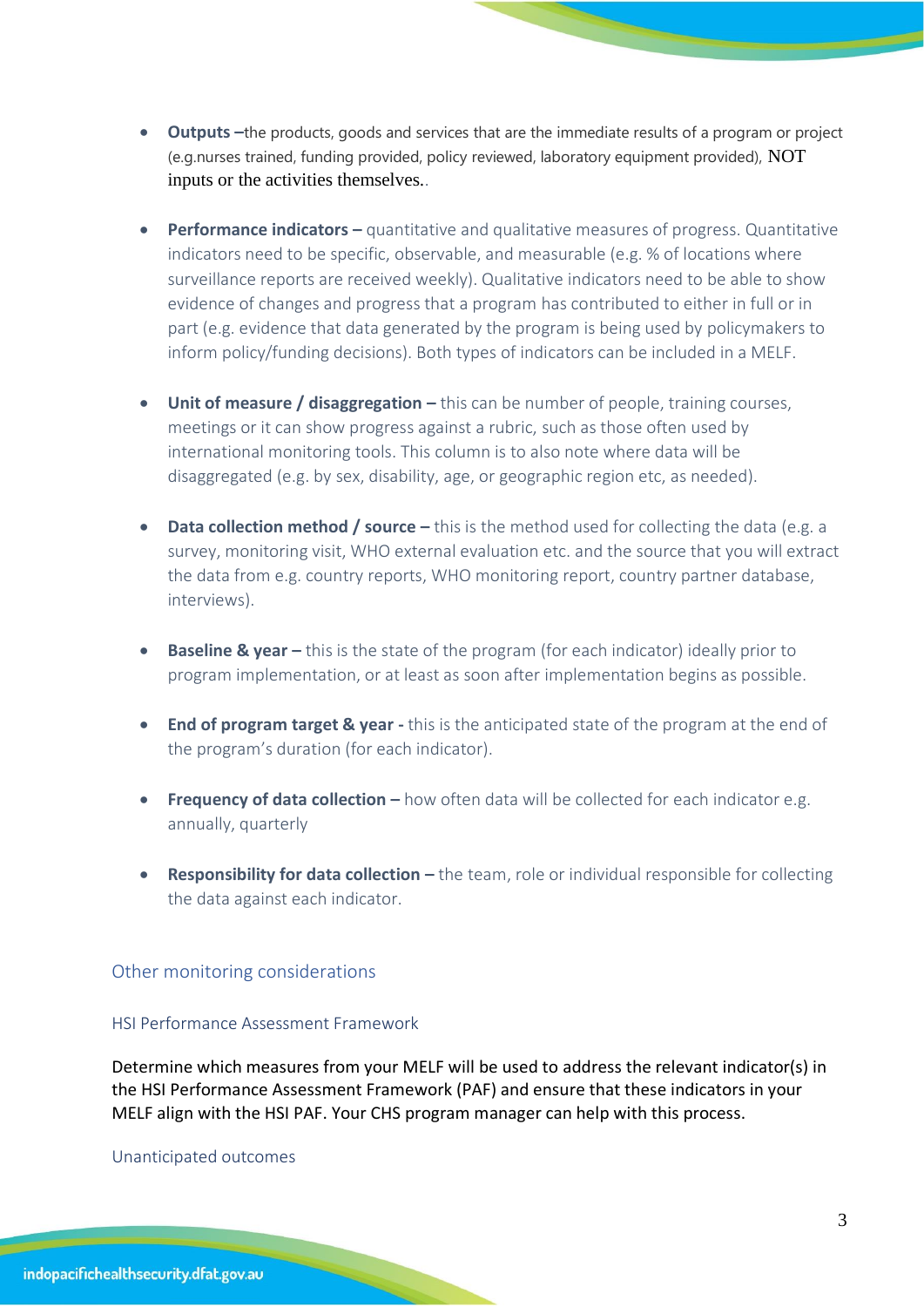- **Outputs –**the products, goods and services that are the immediate results of a program or project (e.g.nurses trained, funding provided, policy reviewed, laboratory equipment provided), NOT inputs or the activities themselves..

- **Performance indicators –** quantitative and qualitative measures of progress. Quantitative indicators need to be specific, observable, and measurable (e.g. % of locations where surveillance reports are received weekly). Qualitative indicators need to be able to show evidence of changes and progress that a program has contributed to either in full or in part (e.g. evidence that data generated by the program is being used by policymakers to inform policy/funding decisions). Both types of indicators can be included in a MELF.

- **Unit of measure / disaggregation –** this can be number of people, training courses, meetings or it can show progress against a rubric, such as those often used by international monitoring tools. This column is to also note where data will be disaggregated (e.g. by sex, disability, age, or geographic region etc, as needed).

- **Data collection method / source –** this is the method used for collecting the data (e.g. a survey, monitoring visit, WHO external evaluation etc. and the source that you will extract the data from e.g. country reports, WHO monitoring report, country partner database, interviews).

- **Baseline & year –** this is the state of the program (for each indicator) ideally prior to program implementation, or at least as soon after implementation begins as possible.

- **End of program target & year -** this is the anticipated state of the program at the end of the program's duration (for each indicator).

- **Frequency of data collection –** how often data will be collected for each indicator e.g. annually, quarterly

- **Responsibility for data collection –** the team, role or individual responsible for collecting the data against each indicator.

## Other monitoring considerations

### HSI Performance Assessment Framework

Determine which measures from your MELF will be used to address the relevant indicator(s) in the HSI Performance Assessment Framework (PAF) and ensure that these indicators in your MELF align with the HSI PAF. Your CHS program manager can help with this process.

### Unanticipated outcomes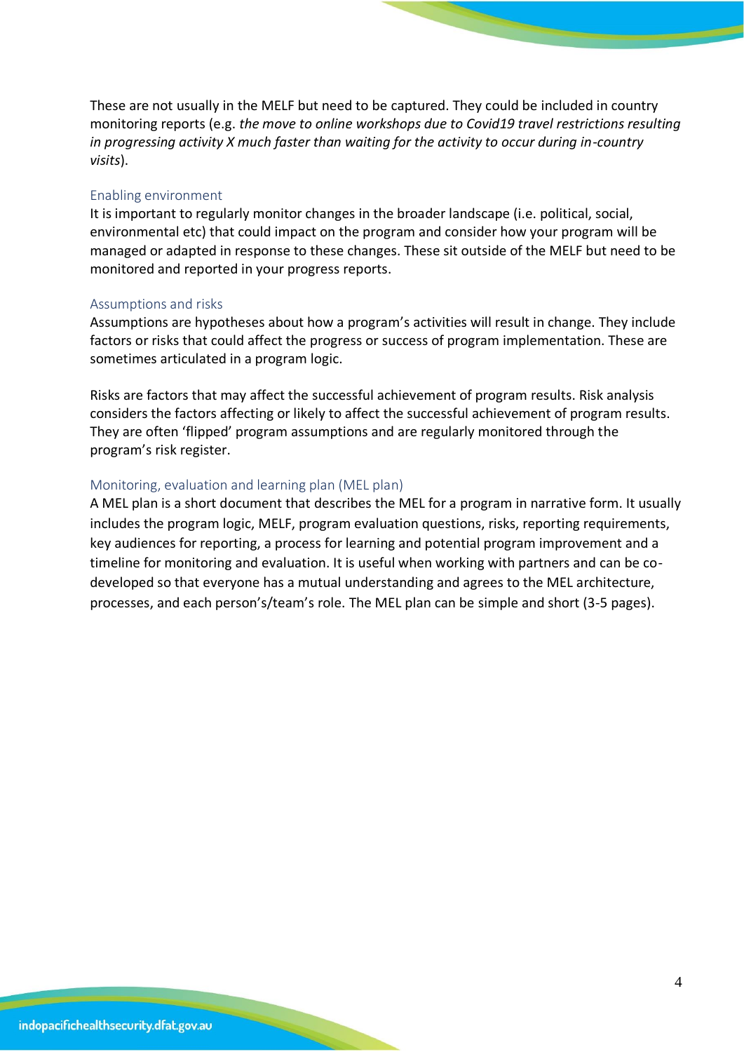These are not usually in the MELF but need to be captured. They could be included in country monitoring reports (e.g. *the move to online workshops due to Covid19 travel restrictions resulting in progressing activity X much faster than waiting for the activity to occur during in-country visits*).

### Enabling environment

It is important to regularly monitor changes in the broader landscape (i.e. political, social, environmental etc) that could impact on the program and consider how your program will be managed or adapted in response to these changes. These sit outside of the MELF but need to be monitored and reported in your progress reports.

### Assumptions and risks

Assumptions are hypotheses about how a program's activities will result in change. They include factors or risks that could affect the progress or success of program implementation. These are sometimes articulated in a program logic.

Risks are factors that may affect the successful achievement of program results. Risk analysis considers the factors affecting or likely to affect the successful achievement of program results. They are often 'flipped' program assumptions and are regularly monitored through the program's risk register.

### Monitoring, evaluation and learning plan (MEL plan)

A MEL plan is a short document that describes the MEL for a program in narrative form. It usually includes the program logic, MELF, program evaluation questions, risks, reporting requirements, key audiences for reporting, a process for learning and potential program improvement and a timeline for monitoring and evaluation. It is useful when working with partners and can be co-developed so that everyone has a mutual understanding and agrees to the MEL architecture, processes, and each person's/team's role. The MEL plan can be simple and short (3-5 pages).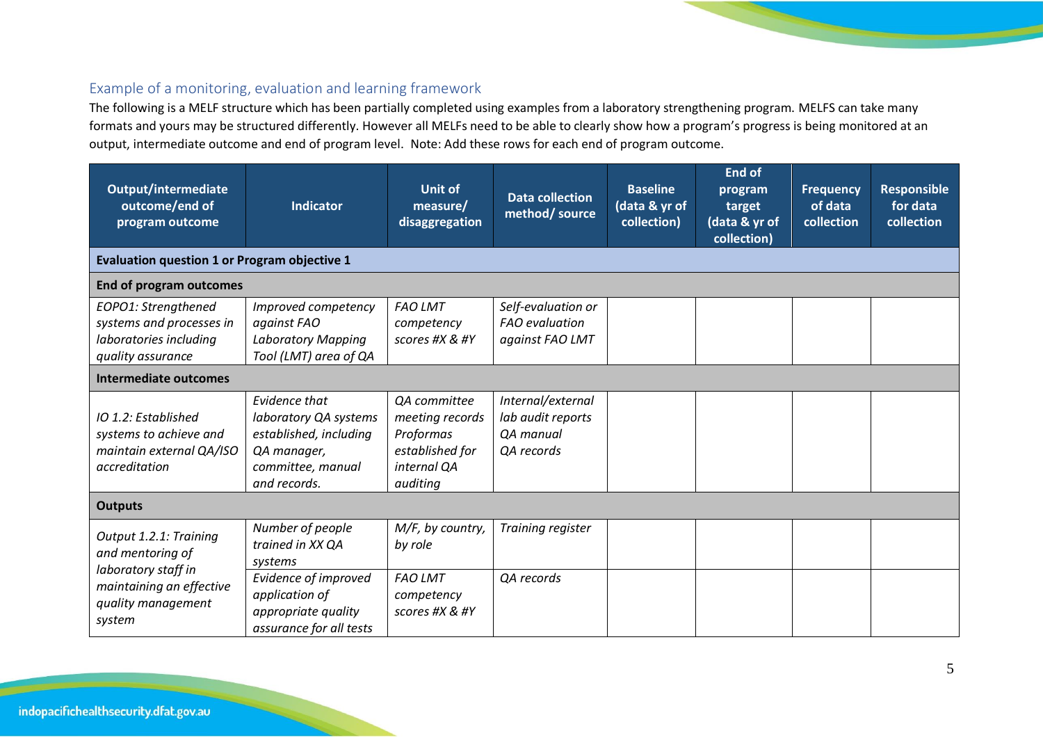## Example of a monitoring, evaluation and learning framework

The following is a MELF structure which has been partially completed using examples from a laboratory strengthening program. MELFS can take many formats and yours may be structured differently. However all MELFs need to be able to clearly show how a program's progress is being monitored at an output, intermediate outcome and end of program level. Note: Add these rows for each end of program outcome.

| Output/intermediate outcome/end of program outcome | Indicator | Unit of measure/ disaggregation | Data collection method/ source | Baseline (data & yr of collection) | End of program target (data & yr of collection) | Frequency of data collection | Responsible for data collection |
|---|---|---|---|---|---|---|---|
| **Evaluation question 1 or Program objective 1** | | | | | | | |
| **End of program outcomes** | | | | | | | |
| *EOPO1: Strengthened systems and processes in laboratories including quality assurance* | *Improved competency against FAO Laboratory Mapping Tool (LMT) area of QA* | *FAO LMT competency scores #X & #Y* | *Self-evaluation or FAO evaluation against FAO LMT* | | | | |
| **Intermediate outcomes** | | | | | | | |
| *IO 1.2: Established systems to achieve and maintain external QA/ISO accreditation* | *Evidence that laboratory QA systems established, including QA manager, committee, manual and records.* | *QA committee meeting records Proformas established for internal QA auditing* | *Internal/external lab audit reports QA manual QA records* | | | | |
| **Outputs** | | | | | | | |
| *Output 1.2.1: Training and mentoring of laboratory staff in maintaining an effective quality management system* | *Number of people trained in XX QA systems* | *M/F, by country, by role* | *Training register* | | | | |
| | *Evidence of improved application of appropriate quality assurance for all tests* | *FAO LMT competency scores #X & #Y* | *QA records* | | | | |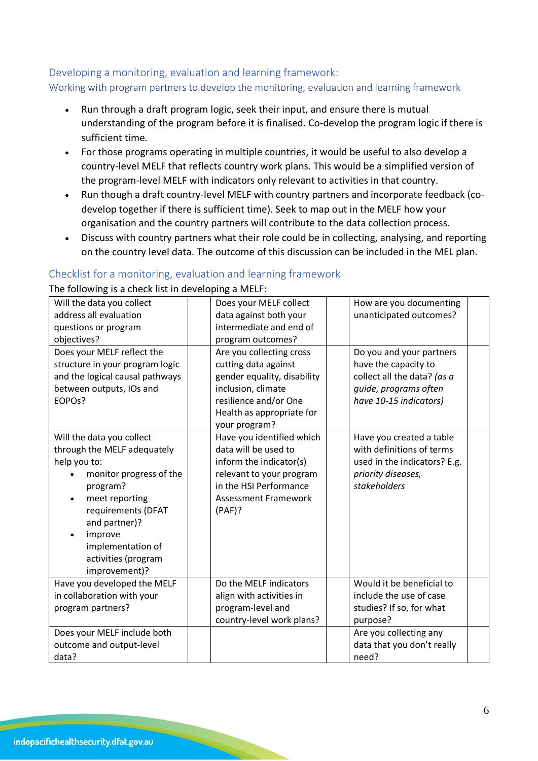## Developing a monitoring, evaluation and learning framework:

### Working with program partners to develop the monitoring, evaluation and learning framework

- Run through a draft program logic, seek their input, and ensure there is mutual understanding of the program before it is finalised. Co-develop the program logic if there is sufficient time.
- For those programs operating in multiple countries, it would be useful to also develop a country-level MELF that reflects country work plans. This would be a simplified version of the program-level MELF with indicators only relevant to activities in that country.
- Run though a draft country-level MELF with country partners and incorporate feedback (co-develop together if there is sufficient time). Seek to map out in the MELF how your organisation and the country partners will contribute to the data collection process.
- Discuss with country partners what their role could be in collecting, analysing, and reporting on the country level data. The outcome of this discussion can be included in the MEL plan.

## Checklist for a monitoring, evaluation and learning framework

The following is a check list in developing a MELF:

| | | | | | |
|---|---|---|---|---|---|
| Will the data you collect address all evaluation questions or program objectives? | | Does your MELF collect data against both your intermediate and end of program outcomes? | | How are you documenting unanticipated outcomes? | |
| Does your MELF reflect the structure in your program logic and the logical causal pathways between outputs, IOs and EOPOs? | | Are you collecting cross cutting data against gender equality, disability inclusion, climate resilience and/or One Health as appropriate for your program? | | Do you and your partners have the capacity to collect all the data? *(as a guide, programs often have 10-15 indicators)* | |
| Will the data you collect through the MELF adequately help you to:<br>• monitor progress of the program?<br>• meet reporting requirements (DFAT and partner)?<br>• improve implementation of activities (program improvement)? | | Have you identified which data will be used to inform the indicator(s) relevant to your program in the HSI Performance Assessment Framework (PAF)? | | Have you created a table with definitions of terms used in the indicators? E.g. *priority diseases, stakeholders* | |
| Have you developed the MELF in collaboration with your program partners? | | Do the MELF indicators align with activities in program-level and country-level work plans? | | Would it be beneficial to include the use of case studies? If so, for what purpose? | |
| Does your MELF include both outcome and output-level data? | | | | Are you collecting any data that you don't really need? | |